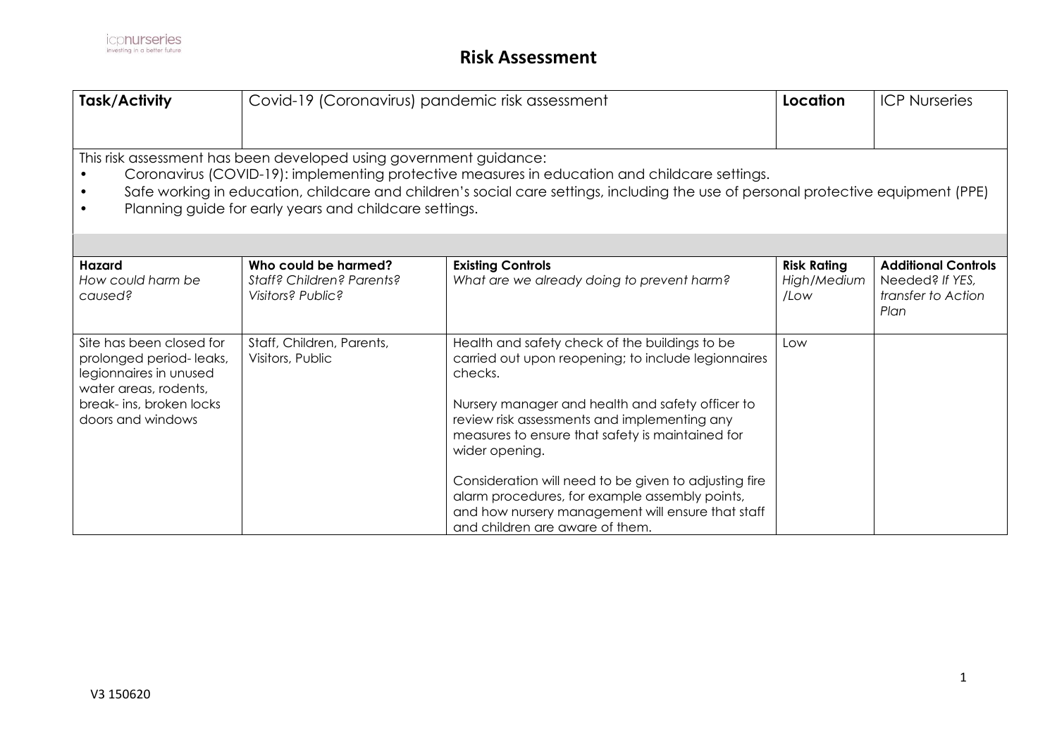# Risk Assessment

| **Task/Activity** | Covid-19 (Coronavirus) pandemic risk assessment | **Location** | ICP Nurseries |
|---|---|---|---|

This risk assessment has been developed using government guidance:

- Coronavirus (COVID-19): implementing protective measures in education and childcare settings.
- Safe working in education, childcare and children's social care settings, including the use of personal protective equipment (PPE)
- Planning guide for early years and childcare settings.

| **Hazard** *How could harm be caused?* | **Who could be harmed?** *Staff? Children? Parents? Visitors? Public?* | **Existing Controls** *What are we already doing to prevent harm?* | **Risk Rating** *High/Medium /Low* | **Additional Controls** Needed? *If YES, transfer to Action Plan* |
|---|---|---|---|---|
| Site has been closed for prolonged period- leaks, legionnaires in unused water areas, rodents, break- ins, broken locks doors and windows | Staff, Children, Parents, Visitors, Public | Health and safety check of the buildings to be carried out upon reopening; to include legionnaires checks.<br><br>Nursery manager and health and safety officer to review risk assessments and implementing any measures to ensure that safety is maintained for wider opening.<br><br>Consideration will need to be given to adjusting fire alarm procedures, for example assembly points, and how nursery management will ensure that staff and children are aware of them. | Low | |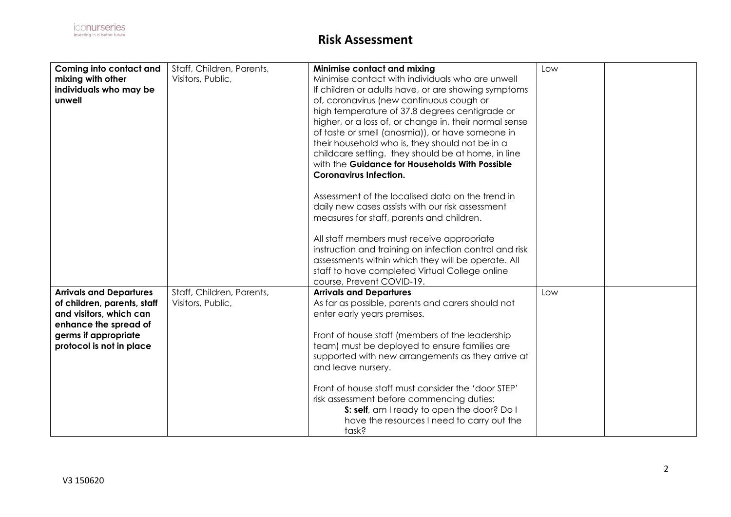# Risk Assessment

| | | | | |
|---|---|---|---|---|
| **Coming into contact and mixing with other individuals who may be unwell** | Staff, Children, Parents, Visitors, Public, | **Minimise contact and mixing**<br>Minimise contact with individuals who are unwell<br>If children or adults have, or are showing symptoms of, coronavirus (new continuous cough or high temperature of 37.8 degrees centigrade or higher, or a loss of, or change in, their normal sense of taste or smell (anosmia)), or have someone in their household who is, they should not be in a childcare setting. they should be at home, in line with the **Guidance for Households With Possible Coronavirus Infection.**<br><br>Assessment of the localised data on the trend in daily new cases assists with our risk assessment measures for staff, parents and children.<br><br>All staff members must receive appropriate instruction and training on infection control and risk assessments within which they will be operate. All staff to have completed Virtual College online course, Prevent COVID-19. | Low | |
| **Arrivals and Departures of children, parents, staff and visitors, which can enhance the spread of germs if appropriate protocol is not in place** | Staff, Children, Parents, Visitors, Public, | **Arrivals and Departures**<br>As far as possible, parents and carers should not enter early years premises.<br><br>Front of house staff (members of the leadership team) must be deployed to ensure families are supported with new arrangements as they arrive at and leave nursery.<br><br>Front of house staff must consider the 'door STEP' risk assessment before commencing duties:<br>**S: self**, am I ready to open the door? Do I have the resources I need to carry out the task? | Low | |

V3 150620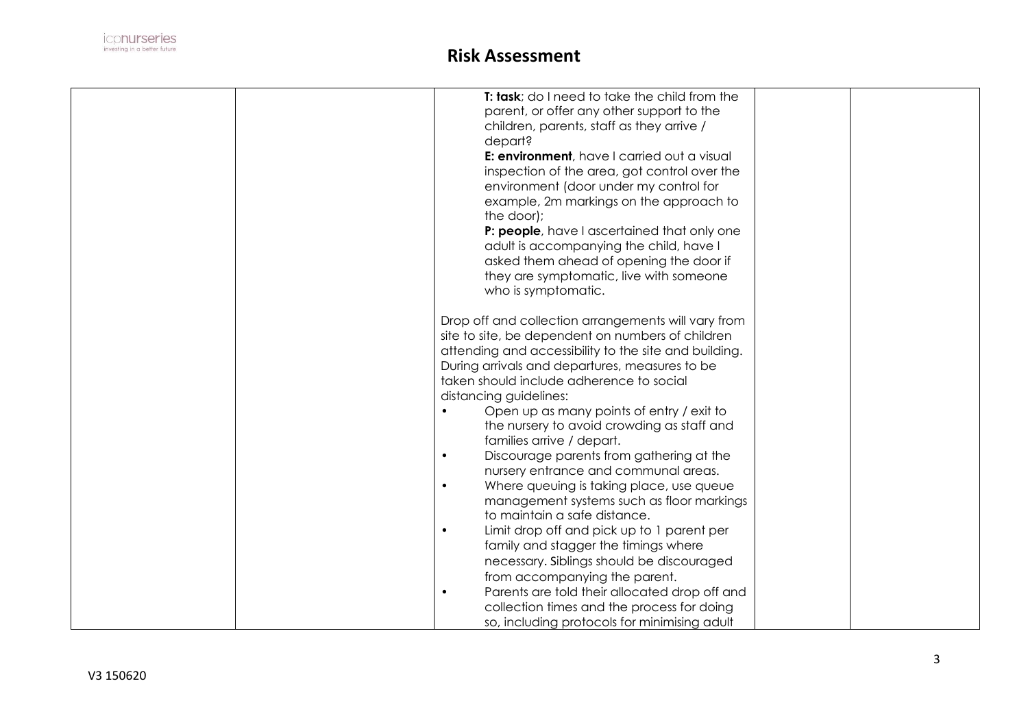# Risk Assessment

| | | | | |
|---|---|---|---|---|
| | | **T: task**; do I need to take the child from the parent, or offer any other support to the children, parents, staff as they arrive / depart?<br>**E: environment**, have I carried out a visual inspection of the area, got control over the environment (door under my control for example, 2m markings on the approach to the door);<br>**P: people**, have I ascertained that only one adult is accompanying the child, have I asked them ahead of opening the door if they are symptomatic, live with someone who is symptomatic.<br><br>Drop off and collection arrangements will vary from site to site, be dependent on numbers of children attending and accessibility to the site and building. During arrivals and departures, measures to be taken should include adherence to social distancing guidelines:<br>• Open up as many points of entry / exit to the nursery to avoid crowding as staff and families arrive / depart.<br>• Discourage parents from gathering at the nursery entrance and communal areas.<br>• Where queuing is taking place, use queue management systems such as floor markings to maintain a safe distance.<br>• Limit drop off and pick up to 1 parent per family and stagger the timings where necessary. Siblings should be discouraged from accompanying the parent.<br>• Parents are told their allocated drop off and collection times and the process for doing so, including protocols for minimising adult | | |

V3 150620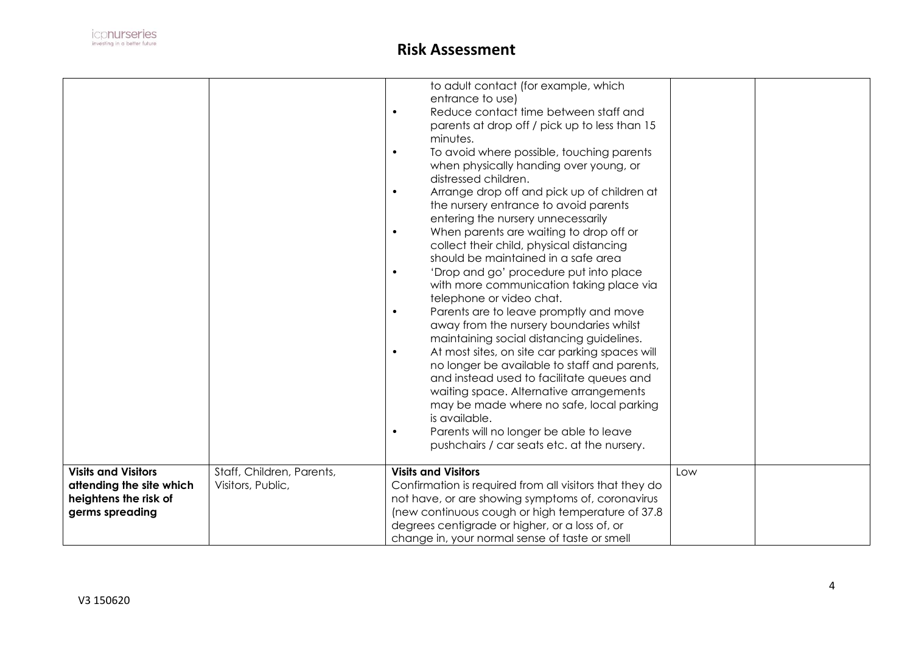## Risk Assessment

| | | | | |
|---|---|---|---|---|
| | | to adult contact (for example, which entrance to use)<br>• Reduce contact time between staff and parents at drop off / pick up to less than 15 minutes.<br>• To avoid where possible, touching parents when physically handing over young, or distressed children.<br>• Arrange drop off and pick up of children at the nursery entrance to avoid parents entering the nursery unnecessarily<br>• When parents are waiting to drop off or collect their child, physical distancing should be maintained in a safe area<br>• 'Drop and go' procedure put into place with more communication taking place via telephone or video chat.<br>• Parents are to leave promptly and move away from the nursery boundaries whilst maintaining social distancing guidelines.<br>• At most sites, on site car parking spaces will no longer be available to staff and parents, and instead used to facilitate queues and waiting space. Alternative arrangements may be made where no safe, local parking is available.<br>• Parents will no longer be able to leave pushchairs / car seats etc. at the nursery. | | |
| **Visits and Visitors attending the site which heightens the risk of germs spreading** | Staff, Children, Parents, Visitors, Public, | **Visits and Visitors**<br>Confirmation is required from all visitors that they do not have, or are showing symptoms of, coronavirus (new continuous cough or high temperature of 37.8 degrees centigrade or higher, or a loss of, or change in, your normal sense of taste or smell | Low | |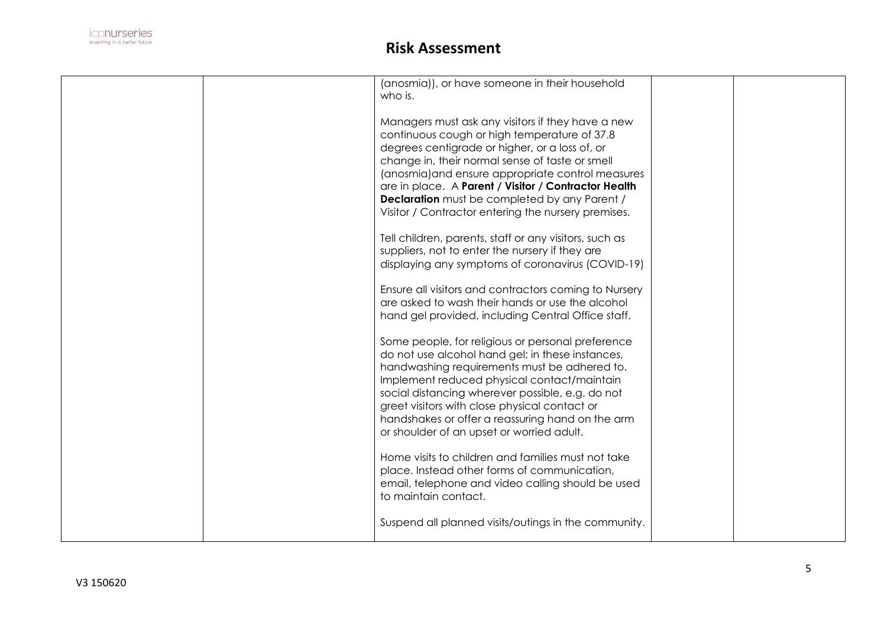| | | | | |
|---|---|---|---|---|
| | | (anosmia)), or have someone in their household who is.<br><br>Managers must ask any visitors if they have a new continuous cough or high temperature of 37.8 degrees centigrade or higher, or a loss of, or change in, their normal sense of taste or smell (anosmia)and ensure appropriate control measures are in place. A **Parent / Visitor / Contractor Health Declaration** must be completed by any Parent / Visitor / Contractor entering the nursery premises.<br><br>Tell children, parents, staff or any visitors, such as suppliers, not to enter the nursery if they are displaying any symptoms of coronavirus (COVID-19)<br><br>Ensure all visitors and contractors coming to Nursery are asked to wash their hands or use the alcohol hand gel provided, including Central Office staff.<br><br>Some people, for religious or personal preference do not use alcohol hand gel; in these instances, handwashing requirements must be adhered to. Implement reduced physical contact/maintain social distancing wherever possible, e.g. do not greet visitors with close physical contact or handshakes or offer a reassuring hand on the arm or shoulder of an upset or worried adult.<br><br>Home visits to children and families must not take place. Instead other forms of communication, email, telephone and video calling should be used to maintain contact.<br><br>Suspend all planned visits/outings in the community. | | |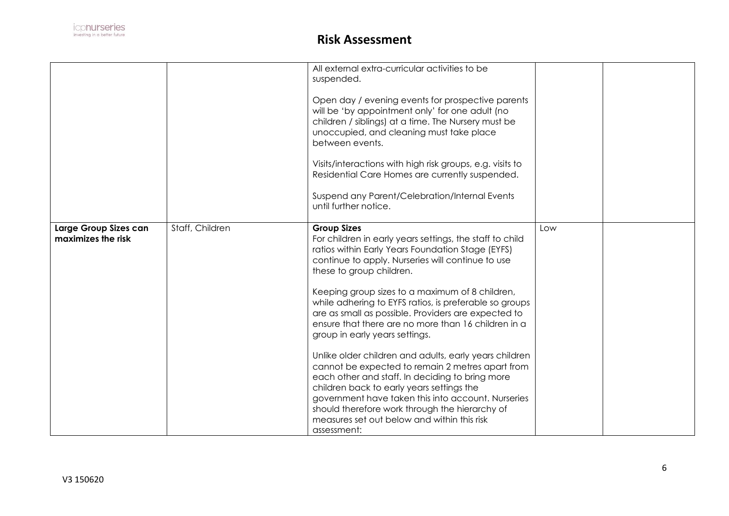# Risk Assessment

| | | | | |
|---|---|---|---|---|
| | | All external extra-curricular activities to be suspended.<br><br>Open day / evening events for prospective parents will be 'by appointment only' for one adult (no children / siblings) at a time. The Nursery must be unoccupied, and cleaning must take place between events.<br><br>Visits/interactions with high risk groups, e.g. visits to Residential Care Homes are currently suspended.<br><br>Suspend any Parent/Celebration/Internal Events until further notice. | | |
| **Large Group Sizes can maximizes the risk** | Staff, Children | **Group Sizes**<br>For children in early years settings, the staff to child ratios within Early Years Foundation Stage (EYFS) continue to apply. Nurseries will continue to use these to group children.<br><br>Keeping group sizes to a maximum of 8 children, while adhering to EYFS ratios, is preferable so groups are as small as possible. Providers are expected to ensure that there are no more than 16 children in a group in early years settings.<br><br>Unlike older children and adults, early years children cannot be expected to remain 2 metres apart from each other and staff. In deciding to bring more children back to early years settings the government have taken this into account. Nurseries should therefore work through the hierarchy of measures set out below and within this risk assessment: | Low | |

V3 150620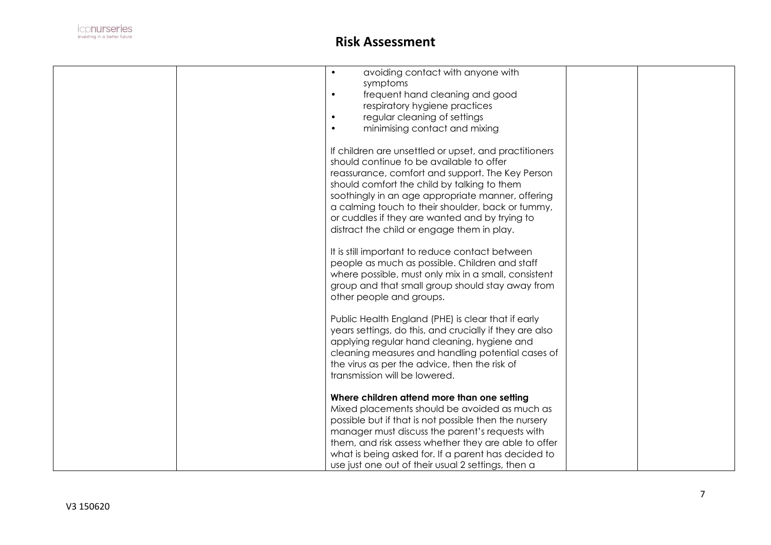| | | • avoiding contact with anyone with symptoms<br>• frequent hand cleaning and good respiratory hygiene practices<br>• regular cleaning of settings<br>• minimising contact and mixing<br><br>If children are unsettled or upset, and practitioners should continue to be available to offer reassurance, comfort and support. The Key Person should comfort the child by talking to them soothingly in an age appropriate manner, offering a calming touch to their shoulder, back or tummy, or cuddles if they are wanted and by trying to distract the child or engage them in play.<br><br>It is still important to reduce contact between people as much as possible. Children and staff where possible, must only mix in a small, consistent group and that small group should stay away from other people and groups.<br><br>Public Health England (PHE) is clear that if early years settings, do this, and crucially if they are also applying regular hand cleaning, hygiene and cleaning measures and handling potential cases of the virus as per the advice, then the risk of transmission will be lowered.<br><br>**Where children attend more than one setting**<br>Mixed placements should be avoided as much as possible but if that is not possible then the nursery manager must discuss the parent's requests with them, and risk assess whether they are able to offer what is being asked for. If a parent has decided to use just one out of their usual 2 settings, then a | | |
|---|---|---|---|---|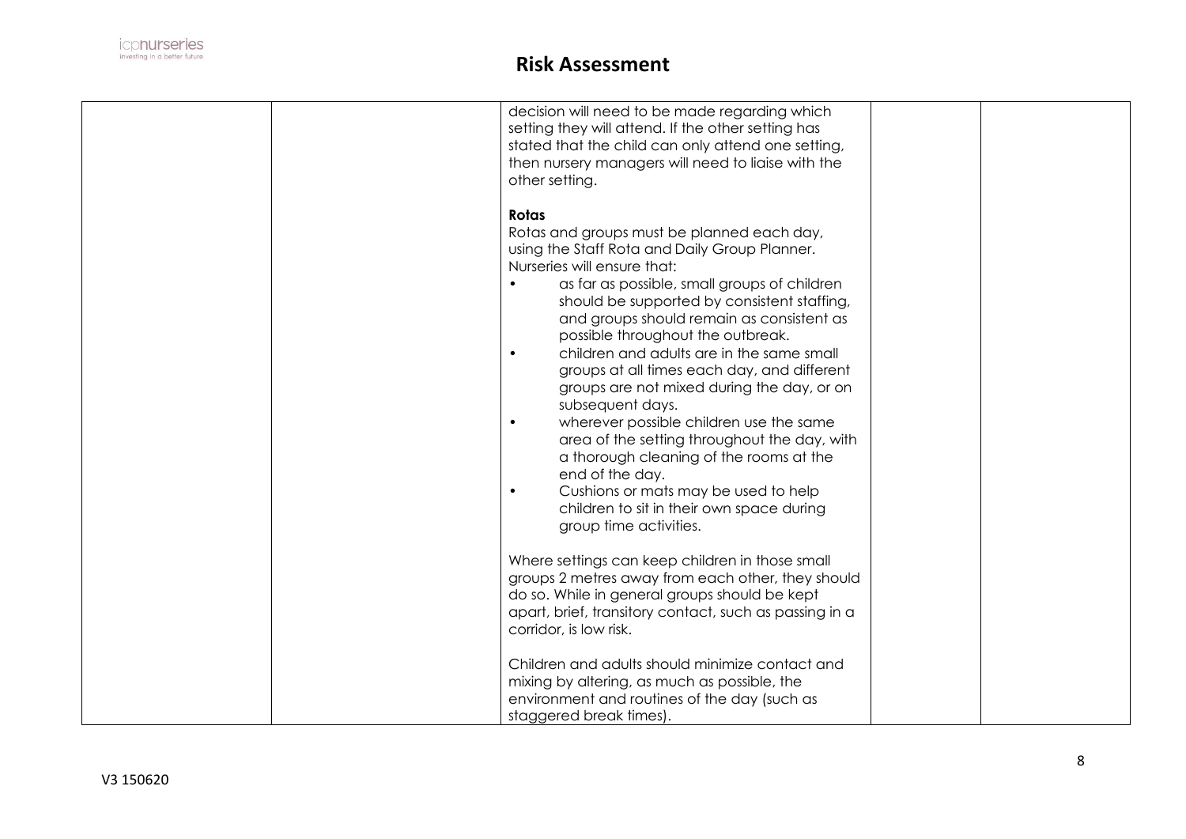| | | | | |
|---|---|---|---|---|
| | | decision will need to be made regarding which setting they will attend. If the other setting has stated that the child can only attend one setting, then nursery managers will need to liaise with the other setting.<br><br>**Rotas**<br>Rotas and groups must be planned each day, using the Staff Rota and Daily Group Planner. Nurseries will ensure that:<br>• as far as possible, small groups of children should be supported by consistent staffing, and groups should remain as consistent as possible throughout the outbreak.<br>• children and adults are in the same small groups at all times each day, and different groups are not mixed during the day, or on subsequent days.<br>• wherever possible children use the same area of the setting throughout the day, with a thorough cleaning of the rooms at the end of the day.<br>• Cushions or mats may be used to help children to sit in their own space during group time activities.<br><br>Where settings can keep children in those small groups 2 metres away from each other, they should do so. While in general groups should be kept apart, brief, transitory contact, such as passing in a corridor, is low risk.<br><br>Children and adults should minimize contact and mixing by altering, as much as possible, the environment and routines of the day (such as staggered break times). | | |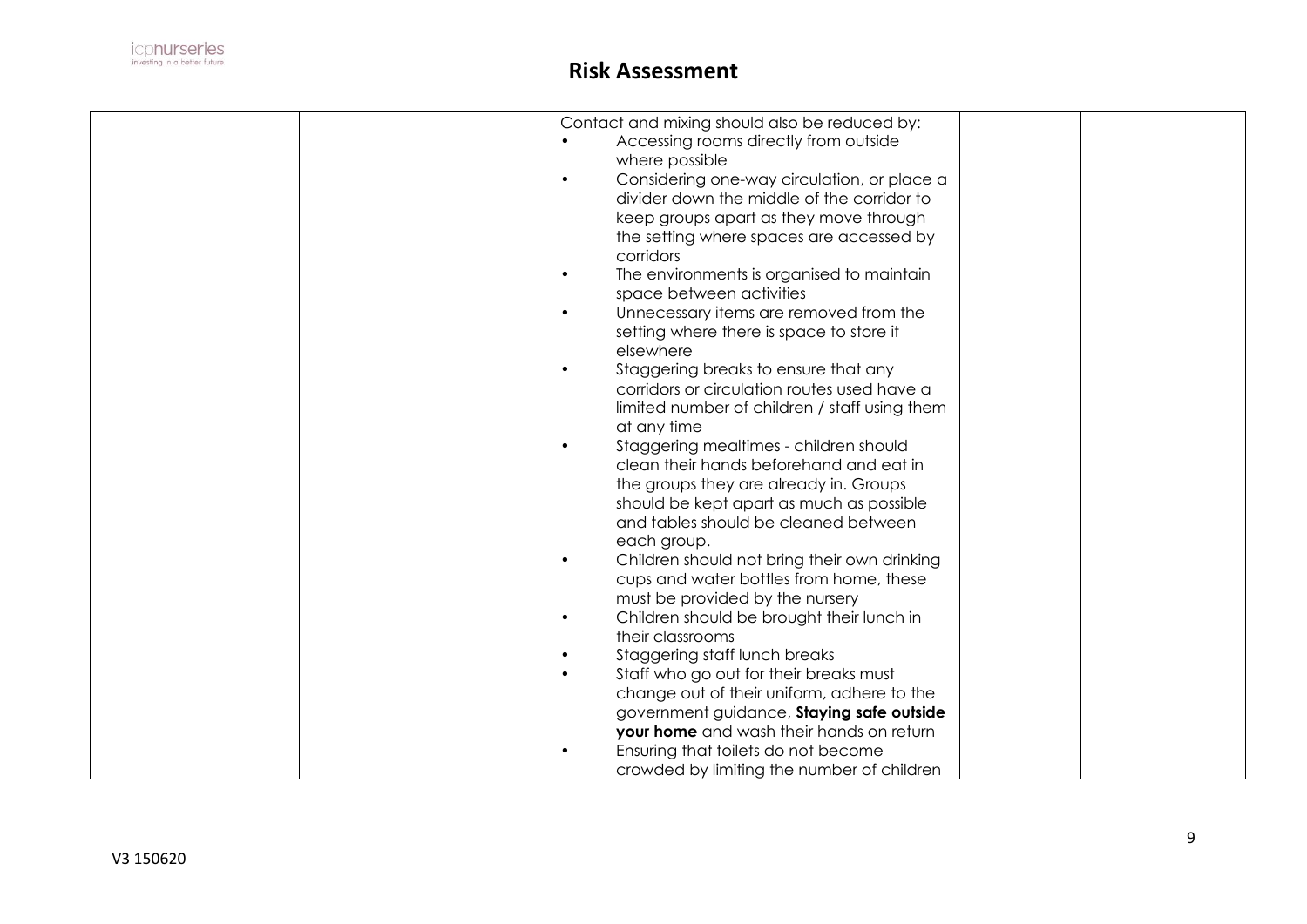# Risk Assessment

| | | | | |
|---|---|---|---|---|
| | | Contact and mixing should also be reduced by:<br>• Accessing rooms directly from outside where possible<br>• Considering one-way circulation, or place a divider down the middle of the corridor to keep groups apart as they move through the setting where spaces are accessed by corridors<br>• The environments is organised to maintain space between activities<br>• Unnecessary items are removed from the setting where there is space to store it elsewhere<br>• Staggering breaks to ensure that any corridors or circulation routes used have a limited number of children / staff using them at any time<br>• Staggering mealtimes - children should clean their hands beforehand and eat in the groups they are already in. Groups should be kept apart as much as possible and tables should be cleaned between each group.<br>• Children should not bring their own drinking cups and water bottles from home, these must be provided by the nursery<br>• Children should be brought their lunch in their classrooms<br>• Staggering staff lunch breaks<br>• Staff who go out for their breaks must change out of their uniform, adhere to the government guidance, **Staying safe outside your home** and wash their hands on return<br>• Ensuring that toilets do not become crowded by limiting the number of children | | |

V3 150620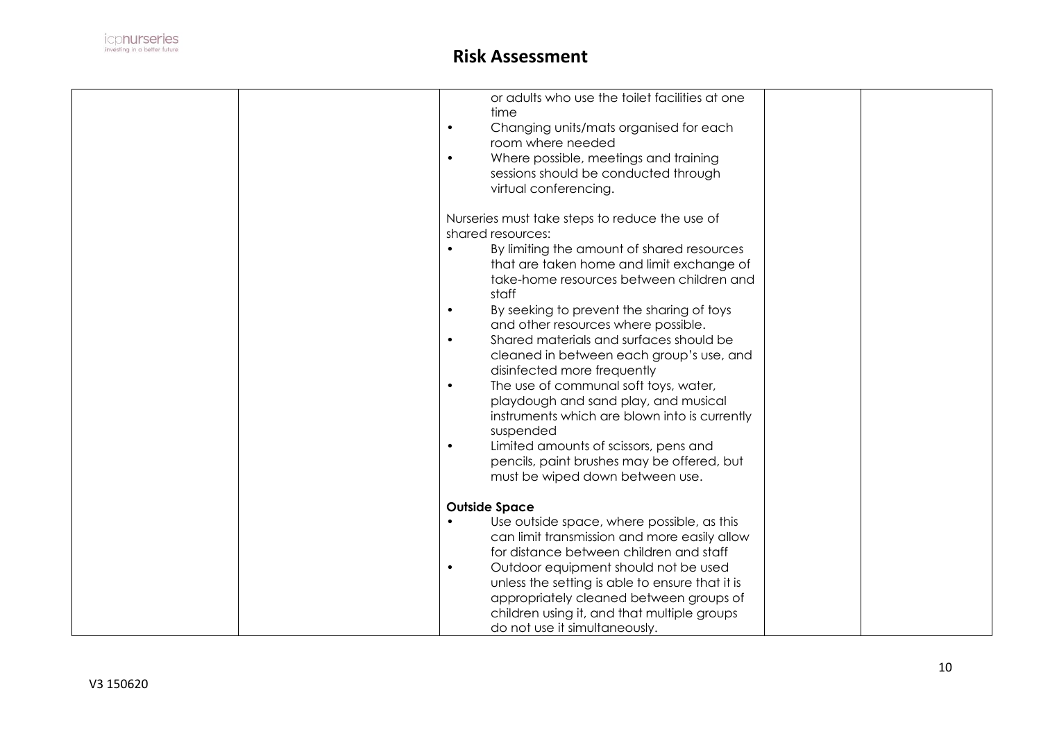# Risk Assessment

| | | | | |
|---|---|---|---|---|
| | | or adults who use the toilet facilities at one time<br>• Changing units/mats organised for each room where needed<br>• Where possible, meetings and training sessions should be conducted through virtual conferencing.<br><br>Nurseries must take steps to reduce the use of shared resources:<br>• By limiting the amount of shared resources that are taken home and limit exchange of take-home resources between children and staff<br>• By seeking to prevent the sharing of toys and other resources where possible.<br>• Shared materials and surfaces should be cleaned in between each group's use, and disinfected more frequently<br>• The use of communal soft toys, water, playdough and sand play, and musical instruments which are blown into is currently suspended<br>• Limited amounts of scissors, pens and pencils, paint brushes may be offered, but must be wiped down between use.<br><br>**Outside Space**<br>• Use outside space, where possible, as this can limit transmission and more easily allow for distance between children and staff<br>• Outdoor equipment should not be used unless the setting is able to ensure that it is appropriately cleaned between groups of children using it, and that multiple groups do not use it simultaneously. | | |

V3 150620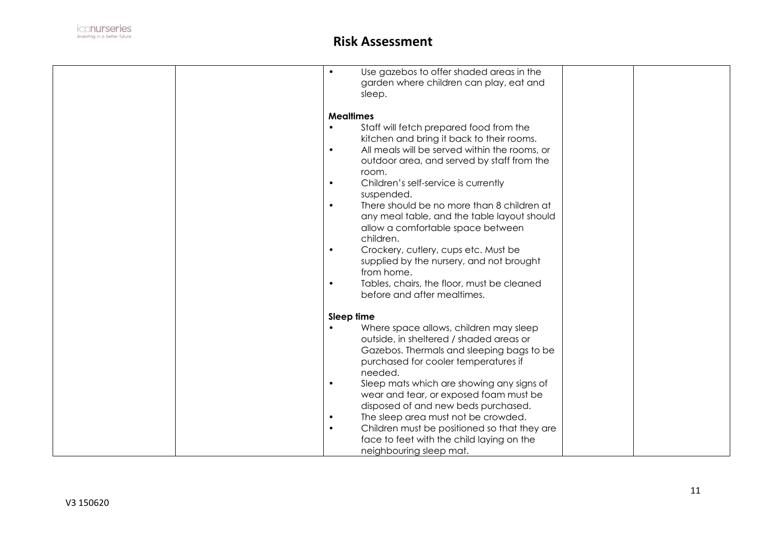| | | | | |
|---|---|---|---|---|
| | | • Use gazebos to offer shaded areas in the garden where children can play, eat and sleep.<br><br>**Mealtimes**<br>• Staff will fetch prepared food from the kitchen and bring it back to their rooms.<br>• All meals will be served within the rooms, or outdoor area, and served by staff from the room.<br>• Children's self-service is currently suspended.<br>• There should be no more than 8 children at any meal table, and the table layout should allow a comfortable space between children.<br>• Crockery, cutlery, cups etc. Must be supplied by the nursery, and not brought from home.<br>• Tables, chairs, the floor, must be cleaned before and after mealtimes.<br><br>**Sleep time**<br>• Where space allows, children may sleep outside, in sheltered / shaded areas or Gazebos. Thermals and sleeping bags to be purchased for cooler temperatures if needed.<br>• Sleep mats which are showing any signs of wear and tear, or exposed foam must be disposed of and new beds purchased.<br>• The sleep area must not be crowded.<br>• Children must be positioned so that they are face to feet with the child laying on the neighbouring sleep mat. | | |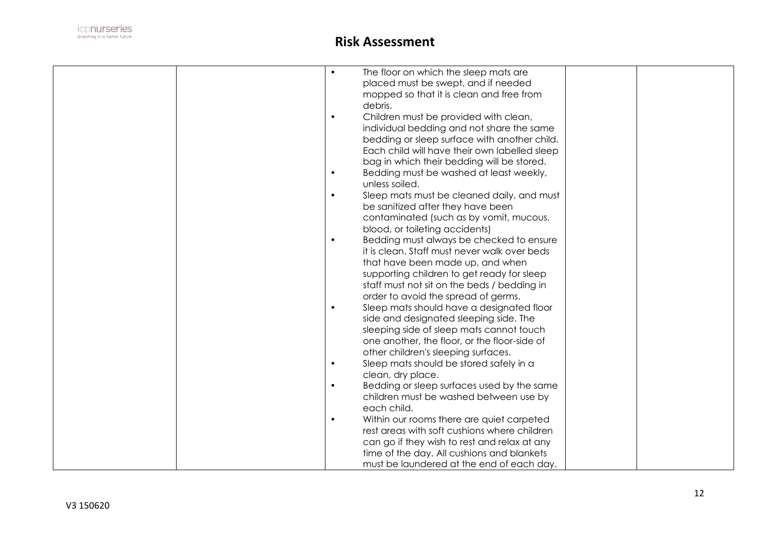# Risk Assessment

| | | | | |
|---|---|---|---|---|
| | | • The floor on which the sleep mats are placed must be swept, and if needed mopped so that it is clean and free from debris.<br>• Children must be provided with clean, individual bedding and not share the same bedding or sleep surface with another child. Each child will have their own labelled sleep bag in which their bedding will be stored.<br>• Bedding must be washed at least weekly, unless soiled.<br>• Sleep mats must be cleaned daily, and must be sanitized after they have been contaminated (such as by vomit, mucous, blood, or toileting accidents)<br>• Bedding must always be checked to ensure it is clean. Staff must never walk over beds that have been made up, and when supporting children to get ready for sleep staff must not sit on the beds / bedding in order to avoid the spread of germs.<br>• Sleep mats should have a designated floor side and designated sleeping side. The sleeping side of sleep mats cannot touch one another, the floor, or the floor-side of other children's sleeping surfaces.<br>• Sleep mats should be stored safely in a clean, dry place.<br>• Bedding or sleep surfaces used by the same children must be washed between use by each child.<br>• Within our rooms there are quiet carpeted rest areas with soft cushions where children can go if they wish to rest and relax at any time of the day. All cushions and blankets must be laundered at the end of each day. | | |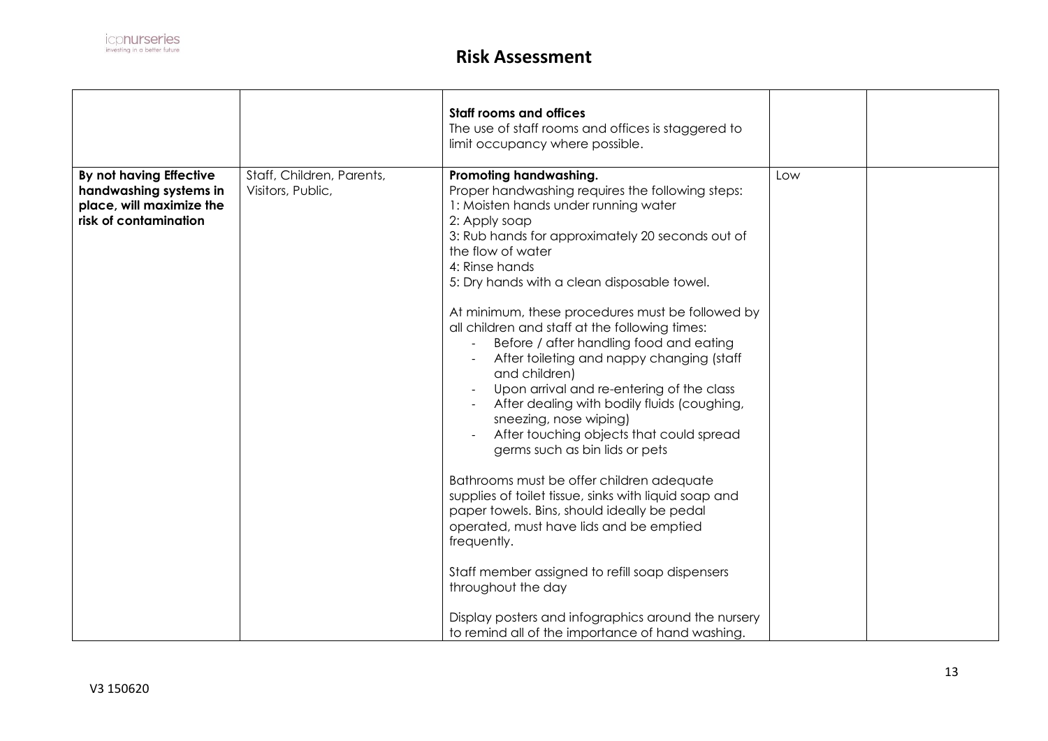# Risk Assessment

| | | | | |
|---|---|---|---|---|
| | | **Staff rooms and offices**<br>The use of staff rooms and offices is staggered to limit occupancy where possible. | | |
| **By not having Effective handwashing systems in place, will maximize the risk of contamination** | Staff, Children, Parents, Visitors, Public, | **Promoting handwashing.**<br>Proper handwashing requires the following steps:<br>1: Moisten hands under running water<br>2: Apply soap<br>3: Rub hands for approximately 20 seconds out of the flow of water<br>4: Rinse hands<br>5: Dry hands with a clean disposable towel.<br><br>At minimum, these procedures must be followed by all children and staff at the following times:<br>- Before / after handling food and eating<br>- After toileting and nappy changing (staff and children)<br>- Upon arrival and re-entering of the class<br>- After dealing with bodily fluids (coughing, sneezing, nose wiping)<br>- After touching objects that could spread germs such as bin lids or pets<br><br>Bathrooms must be offer children adequate supplies of toilet tissue, sinks with liquid soap and paper towels. Bins, should ideally be pedal operated, must have lids and be emptied frequently.<br><br>Staff member assigned to refill soap dispensers throughout the day<br><br>Display posters and infographics around the nursery to remind all of the importance of hand washing. | Low | |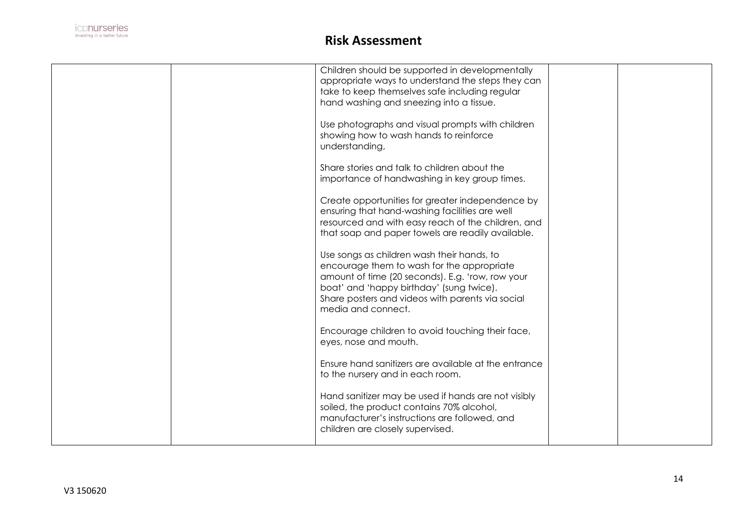# Risk Assessment

| | | | | |
|---|---|---|---|---|
| | | Children should be supported in developmentally appropriate ways to understand the steps they can take to keep themselves safe including regular hand washing and sneezing into a tissue.<br><br>Use photographs and visual prompts with children showing how to wash hands to reinforce understanding,<br><br>Share stories and talk to children about the importance of handwashing in key group times.<br><br>Create opportunities for greater independence by ensuring that hand-washing facilities are well resourced and with easy reach of the children, and that soap and paper towels are readily available.<br><br>Use songs as children wash their hands, to encourage them to wash for the appropriate amount of time (20 seconds). E.g. 'row, row your boat' and 'happy birthday' (sung twice).<br>Share posters and videos with parents via social media and connect.<br><br>Encourage children to avoid touching their face, eyes, nose and mouth.<br><br>Ensure hand sanitizers are available at the entrance to the nursery and in each room.<br><br>Hand sanitizer may be used if hands are not visibly soiled, the product contains 70% alcohol, manufacturer's instructions are followed, and children are closely supervised. | | |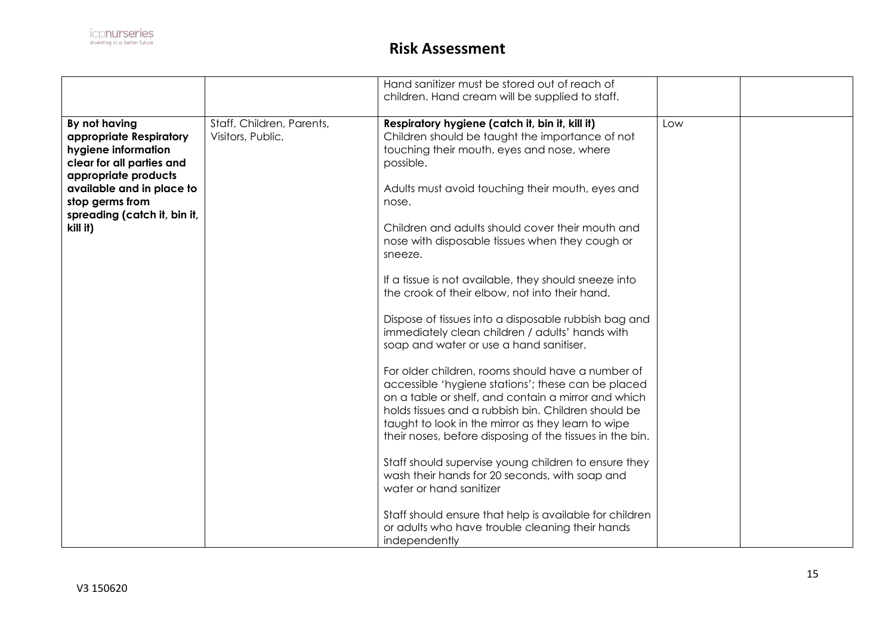# Risk Assessment

| | | | | |
|---|---|---|---|---|
| | | Hand sanitizer must be stored out of reach of children. Hand cream will be supplied to staff. | | |
| **By not having appropriate Respiratory hygiene information clear for all parties and appropriate products available and in place to stop germs from spreading (catch it, bin it, kill it)** | Staff, Children, Parents, Visitors, Public, | **Respiratory hygiene (catch it, bin it, kill it)**<br>Children should be taught the importance of not touching their mouth, eyes and nose, where possible.<br><br>Adults must avoid touching their mouth, eyes and nose.<br><br>Children and adults should cover their mouth and nose with disposable tissues when they cough or sneeze.<br><br>If a tissue is not available, they should sneeze into the crook of their elbow, not into their hand.<br><br>Dispose of tissues into a disposable rubbish bag and immediately clean children / adults' hands with soap and water or use a hand sanitiser.<br><br>For older children, rooms should have a number of accessible 'hygiene stations'; these can be placed on a table or shelf, and contain a mirror and which holds tissues and a rubbish bin. Children should be taught to look in the mirror as they learn to wipe their noses, before disposing of the tissues in the bin.<br><br>Staff should supervise young children to ensure they wash their hands for 20 seconds, with soap and water or hand sanitizer<br><br>Staff should ensure that help is available for children or adults who have trouble cleaning their hands independently | Low | |

V3 150620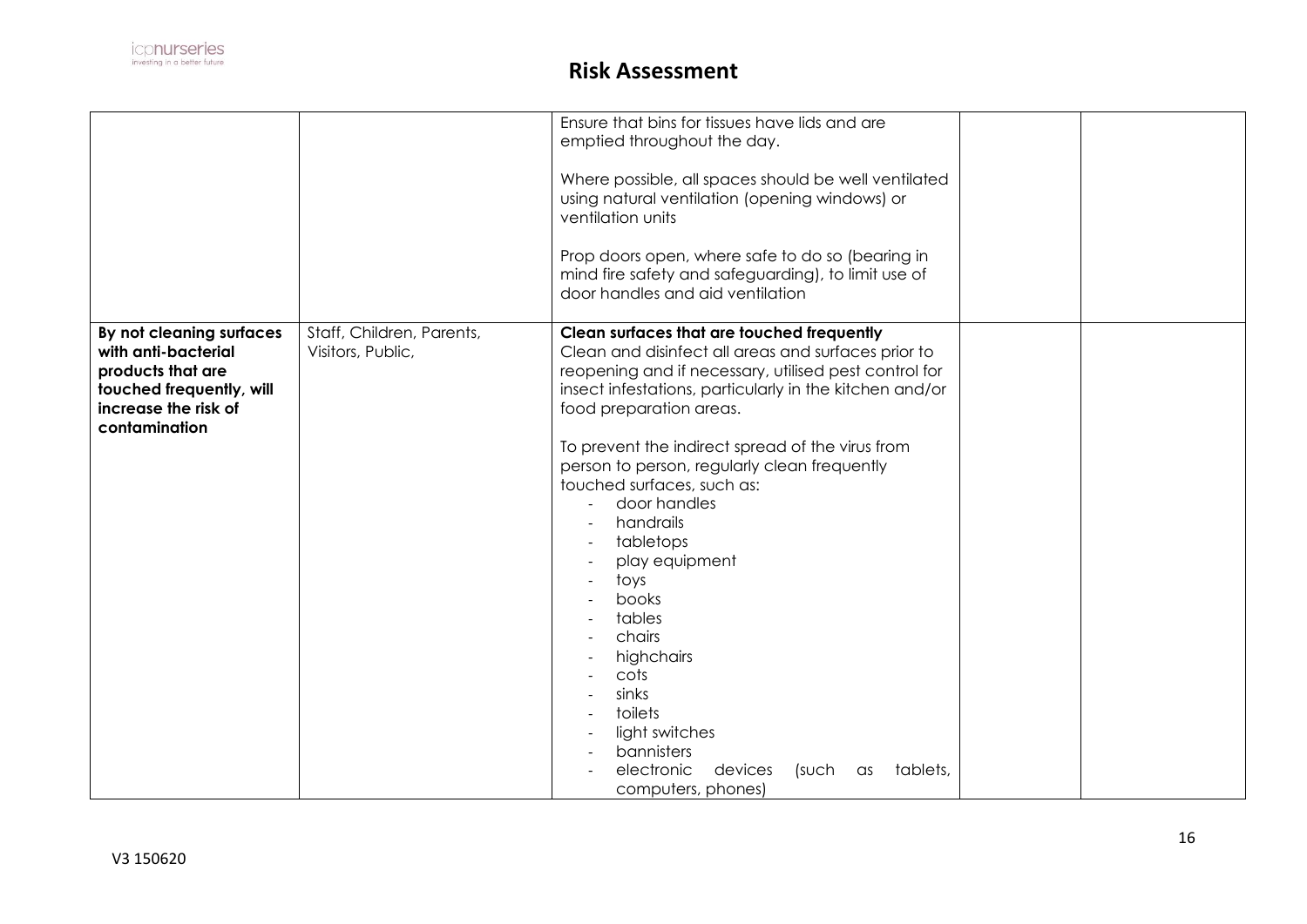# Risk Assessment

| | | | | |
|---|---|---|---|---|
| | | Ensure that bins for tissues have lids and are emptied throughout the day.<br><br>Where possible, all spaces should be well ventilated using natural ventilation (opening windows) or ventilation units<br><br>Prop doors open, where safe to do so (bearing in mind fire safety and safeguarding), to limit use of door handles and aid ventilation | | |
| **By not cleaning surfaces with anti-bacterial products that are touched frequently, will increase the risk of contamination** | Staff, Children, Parents, Visitors, Public, | **Clean surfaces that are touched frequently**<br>Clean and disinfect all areas and surfaces prior to reopening and if necessary, utilised pest control for insect infestations, particularly in the kitchen and/or food preparation areas.<br><br>To prevent the indirect spread of the virus from person to person, regularly clean frequently touched surfaces, such as:<br>- door handles<br>- handrails<br>- tabletops<br>- play equipment<br>- toys<br>- books<br>- tables<br>- chairs<br>- highchairs<br>- cots<br>- sinks<br>- toilets<br>- light switches<br>- bannisters<br>- electronic devices (such as tablets, computers, phones) | | |

V3 150620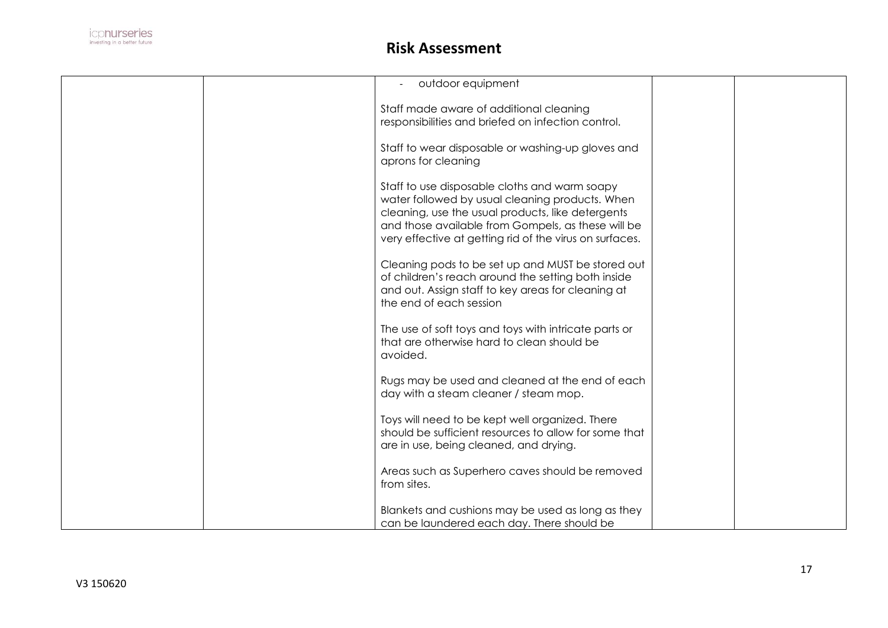## Risk Assessment

| | | | | |
|---|---|---|---|---|
| | | - outdoor equipment<br><br>Staff made aware of additional cleaning responsibilities and briefed on infection control.<br><br>Staff to wear disposable or washing-up gloves and aprons for cleaning<br><br>Staff to use disposable cloths and warm soapy water followed by usual cleaning products. When cleaning, use the usual products, like detergents and those available from Gompels, as these will be very effective at getting rid of the virus on surfaces.<br><br>Cleaning pods to be set up and MUST be stored out of children's reach around the setting both inside and out. Assign staff to key areas for cleaning at the end of each session<br><br>The use of soft toys and toys with intricate parts or that are otherwise hard to clean should be avoided.<br><br>Rugs may be used and cleaned at the end of each day with a steam cleaner / steam mop.<br><br>Toys will need to be kept well organized. There should be sufficient resources to allow for some that are in use, being cleaned, and drying.<br><br>Areas such as Superhero caves should be removed from sites.<br><br>Blankets and cushions may be used as long as they can be laundered each day. There should be | | |

V3 150620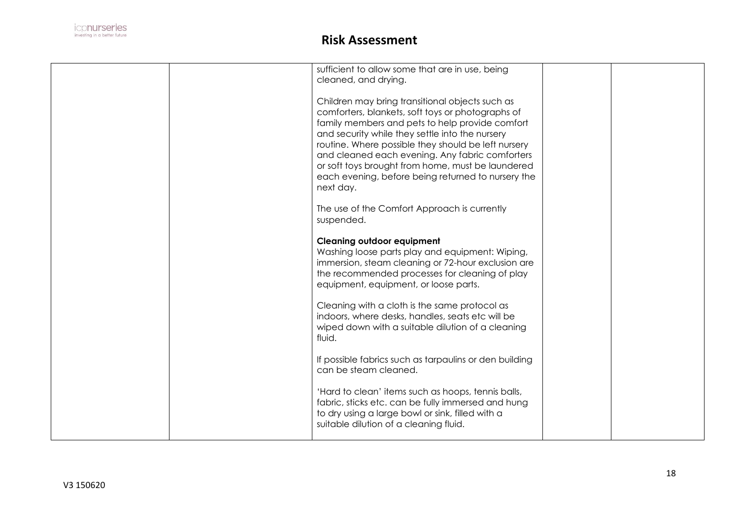| | | | | |
|---|---|---|---|---|
| | | sufficient to allow some that are in use, being cleaned, and drying.<br><br>Children may bring transitional objects such as comforters, blankets, soft toys or photographs of family members and pets to help provide comfort and security while they settle into the nursery routine. Where possible they should be left nursery and cleaned each evening. Any fabric comforters or soft toys brought from home, must be laundered each evening, before being returned to nursery the next day.<br><br>The use of the Comfort Approach is currently suspended.<br><br>**Cleaning outdoor equipment**<br>Washing loose parts play and equipment: Wiping, immersion, steam cleaning or 72-hour exclusion are the recommended processes for cleaning of play equipment, equipment, or loose parts.<br><br>Cleaning with a cloth is the same protocol as indoors, where desks, handles, seats etc will be wiped down with a suitable dilution of a cleaning fluid.<br><br>If possible fabrics such as tarpaulins or den building can be steam cleaned.<br><br>'Hard to clean' items such as hoops, tennis balls, fabric, sticks etc. can be fully immersed and hung to dry using a large bowl or sink, filled with a suitable dilution of a cleaning fluid. | | |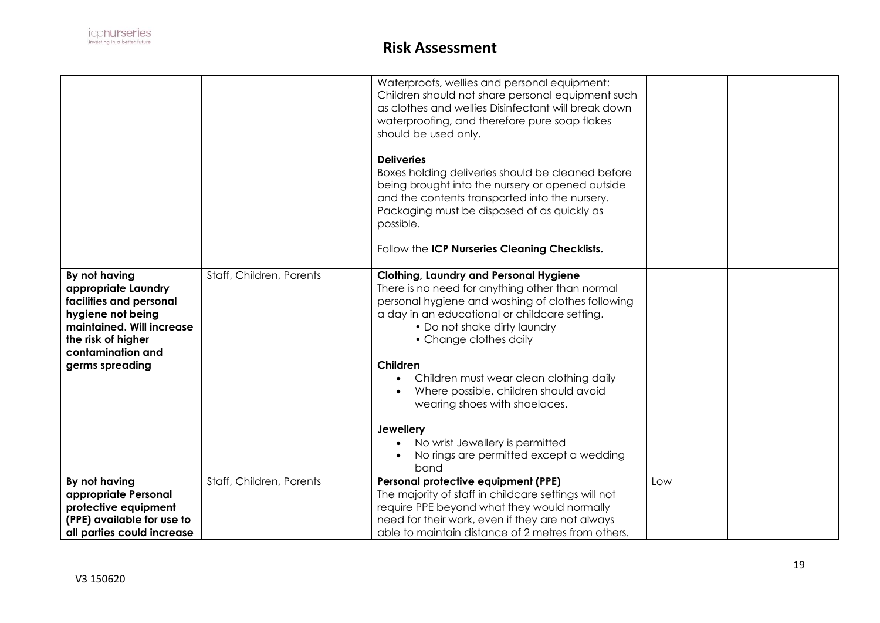# Risk Assessment

| | | | | |
|---|---|---|---|---|
| | | Waterproofs, wellies and personal equipment: Children should not share personal equipment such as clothes and wellies Disinfectant will break down waterproofing, and therefore pure soap flakes should be used only.<br><br>**Deliveries**<br>Boxes holding deliveries should be cleaned before being brought into the nursery or opened outside and the contents transported into the nursery. Packaging must be disposed of as quickly as possible.<br><br>Follow the **ICP Nurseries Cleaning Checklists.** | | |
| **By not having appropriate Laundry facilities and personal hygiene not being maintained. Will increase the risk of higher contamination and germs spreading** | Staff, Children, Parents | **Clothing, Laundry and Personal Hygiene**<br>There is no need for anything other than normal personal hygiene and washing of clothes following a day in an educational or childcare setting.<br>• Do not shake dirty laundry<br>• Change clothes daily<br><br>**Children**<br>• Children must wear clean clothing daily<br>• Where possible, children should avoid wearing shoes with shoelaces.<br><br>**Jewellery**<br>• No wrist Jewellery is permitted<br>• No rings are permitted except a wedding band | | |
| **By not having appropriate Personal protective equipment (PPE) available for use to all parties could increase** | Staff, Children, Parents | **Personal protective equipment (PPE)**<br>The majority of staff in childcare settings will not require PPE beyond what they would normally need for their work, even if they are not always able to maintain distance of 2 metres from others. | Low | |

V3 150620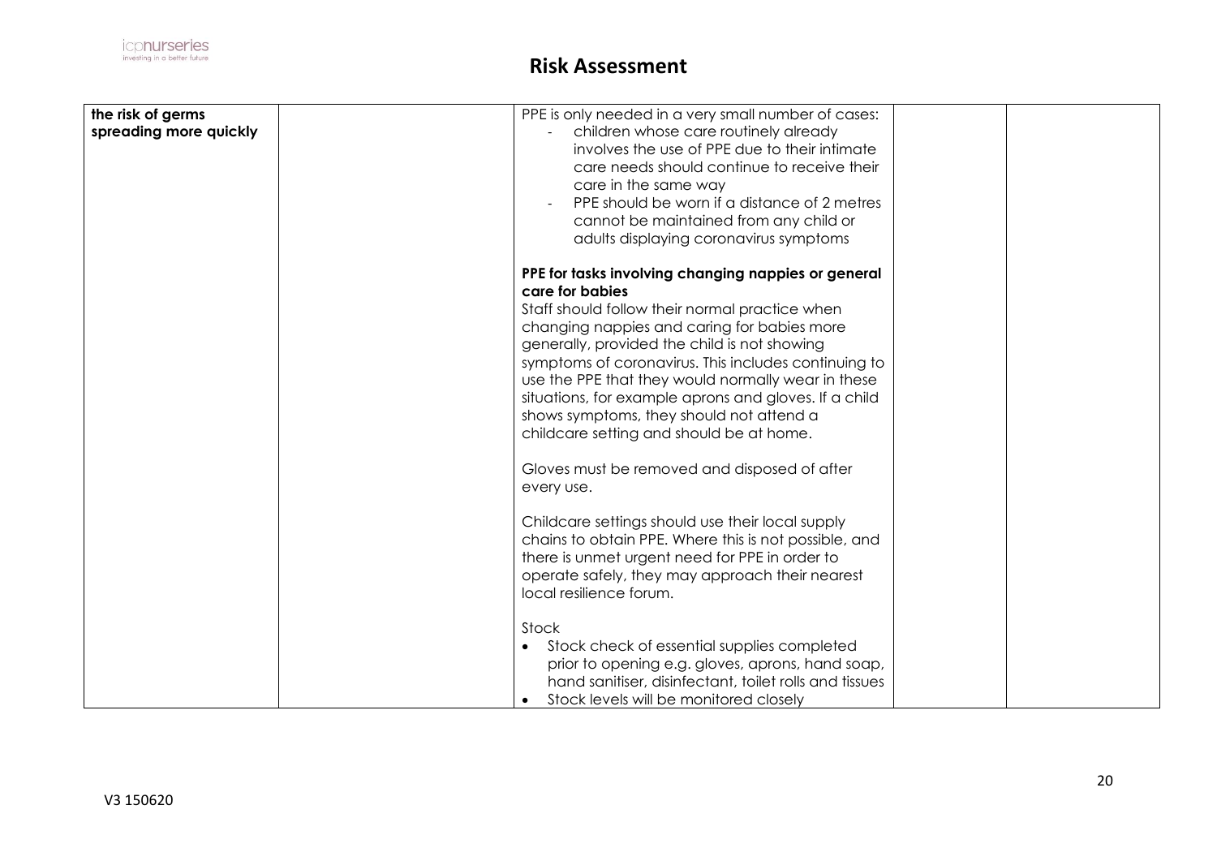# Risk Assessment

| | | | | |
|---|---|---|---|---|
| **the risk of germs spreading more quickly** | | PPE is only needed in a very small number of cases:<br>- children whose care routinely already involves the use of PPE due to their intimate care needs should continue to receive their care in the same way<br>- PPE should be worn if a distance of 2 metres cannot be maintained from any child or adults displaying coronavirus symptoms<br><br>**PPE for tasks involving changing nappies or general care for babies**<br>Staff should follow their normal practice when changing nappies and caring for babies more generally, provided the child is not showing symptoms of coronavirus. This includes continuing to use the PPE that they would normally wear in these situations, for example aprons and gloves. If a child shows symptoms, they should not attend a childcare setting and should be at home.<br><br>Gloves must be removed and disposed of after every use.<br><br>Childcare settings should use their local supply chains to obtain PPE. Where this is not possible, and there is unmet urgent need for PPE in order to operate safely, they may approach their nearest local resilience forum.<br><br>Stock<br>• Stock check of essential supplies completed prior to opening e.g. gloves, aprons, hand soap, hand sanitiser, disinfectant, toilet rolls and tissues<br>• Stock levels will be monitored closely | | |

V3 150620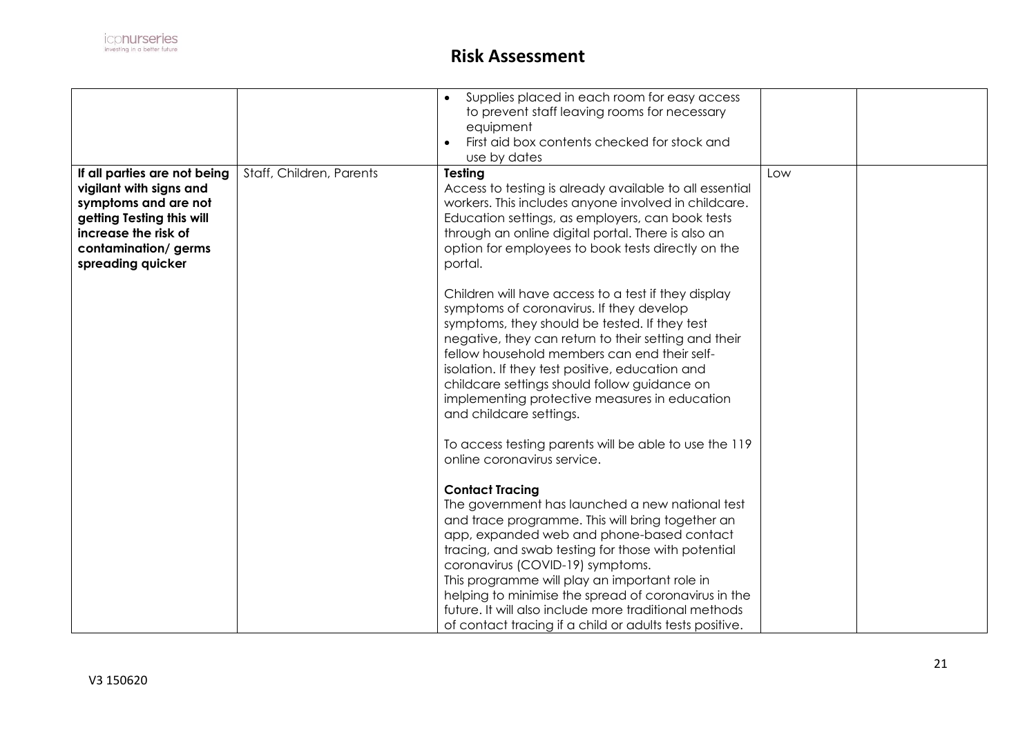# Risk Assessment

| | | | | |
|---|---|---|---|---|
| | | • Supplies placed in each room for easy access to prevent staff leaving rooms for necessary equipment<br>• First aid box contents checked for stock and use by dates | | |
| **If all parties are not being vigilant with signs and symptoms and are not getting Testing this will increase the risk of contamination/ germs spreading quicker** | Staff, Children, Parents | **Testing**<br>Access to testing is already available to all essential workers. This includes anyone involved in childcare. Education settings, as employers, can book tests through an online digital portal. There is also an option for employees to book tests directly on the portal.<br><br>Children will have access to a test if they display symptoms of coronavirus. If they develop symptoms, they should be tested. If they test negative, they can return to their setting and their fellow household members can end their self-isolation. If they test positive, education and childcare settings should follow guidance on implementing protective measures in education and childcare settings.<br><br>To access testing parents will be able to use the 119 online coronavirus service.<br><br>**Contact Tracing**<br>The government has launched a new national test and trace programme. This will bring together an app, expanded web and phone-based contact tracing, and swab testing for those with potential coronavirus (COVID-19) symptoms.<br>This programme will play an important role in helping to minimise the spread of coronavirus in the future. It will also include more traditional methods of contact tracing if a child or adults tests positive. | Low | |

V3 150620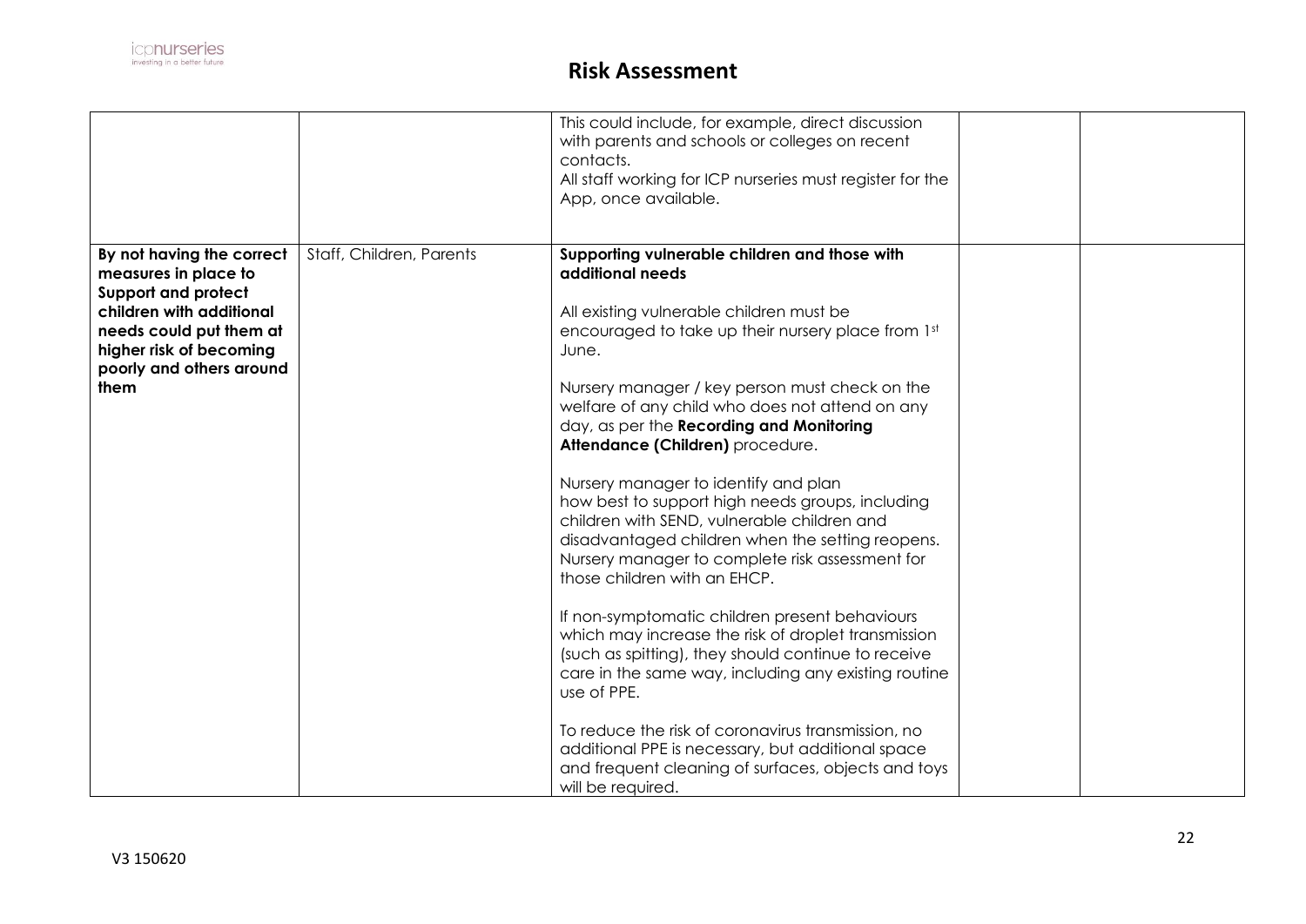## Risk Assessment

| | | | | |
|---|---|---|---|---|
| | | This could include, for example, direct discussion with parents and schools or colleges on recent contacts.<br>All staff working for ICP nurseries must register for the App, once available. | | |
| **By not having the correct measures in place to Support and protect children with additional needs could put them at higher risk of becoming poorly and others around them** | Staff, Children, Parents | **Supporting vulnerable children and those with additional needs**<br><br>All existing vulnerable children must be encouraged to take up their nursery place from 1st June.<br><br>Nursery manager / key person must check on the welfare of any child who does not attend on any day, as per the **Recording and Monitoring Attendance (Children)** procedure.<br><br>Nursery manager to identify and plan how best to support high needs groups, including children with SEND, vulnerable children and disadvantaged children when the setting reopens. Nursery manager to complete risk assessment for those children with an EHCP.<br><br>If non-symptomatic children present behaviours which may increase the risk of droplet transmission (such as spitting), they should continue to receive care in the same way, including any existing routine use of PPE.<br><br>To reduce the risk of coronavirus transmission, no additional PPE is necessary, but additional space and frequent cleaning of surfaces, objects and toys will be required. | | |

V3 150620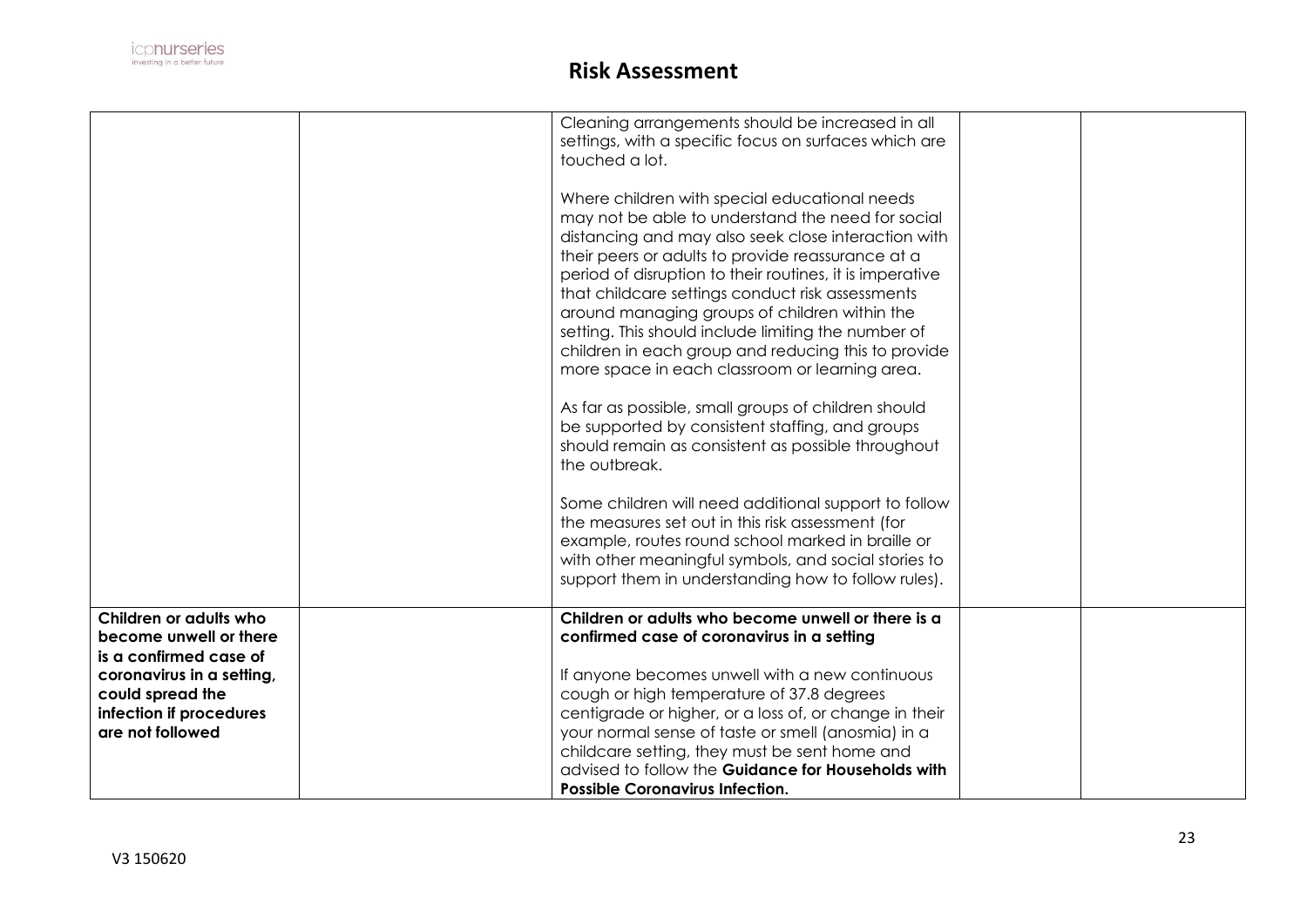# Risk Assessment

| | | | | |
|---|---|---|---|---|
| | | Cleaning arrangements should be increased in all settings, with a specific focus on surfaces which are touched a lot.<br><br>Where children with special educational needs may not be able to understand the need for social distancing and may also seek close interaction with their peers or adults to provide reassurance at a period of disruption to their routines, it is imperative that childcare settings conduct risk assessments around managing groups of children within the setting. This should include limiting the number of children in each group and reducing this to provide more space in each classroom or learning area.<br><br>As far as possible, small groups of children should be supported by consistent staffing, and groups should remain as consistent as possible throughout the outbreak.<br><br>Some children will need additional support to follow the measures set out in this risk assessment (for example, routes round school marked in braille or with other meaningful symbols, and social stories to support them in understanding how to follow rules). | | |
| **Children or adults who become unwell or there is a confirmed case of coronavirus in a setting, could spread the infection if procedures are not followed** | | **Children or adults who become unwell or there is a confirmed case of coronavirus in a setting**<br><br>If anyone becomes unwell with a new continuous cough or high temperature of 37.8 degrees centigrade or higher, or a loss of, or change in their your normal sense of taste or smell (anosmia) in a childcare setting, they must be sent home and advised to follow the **Guidance for Households with Possible Coronavirus Infection.** | | |

V3 150620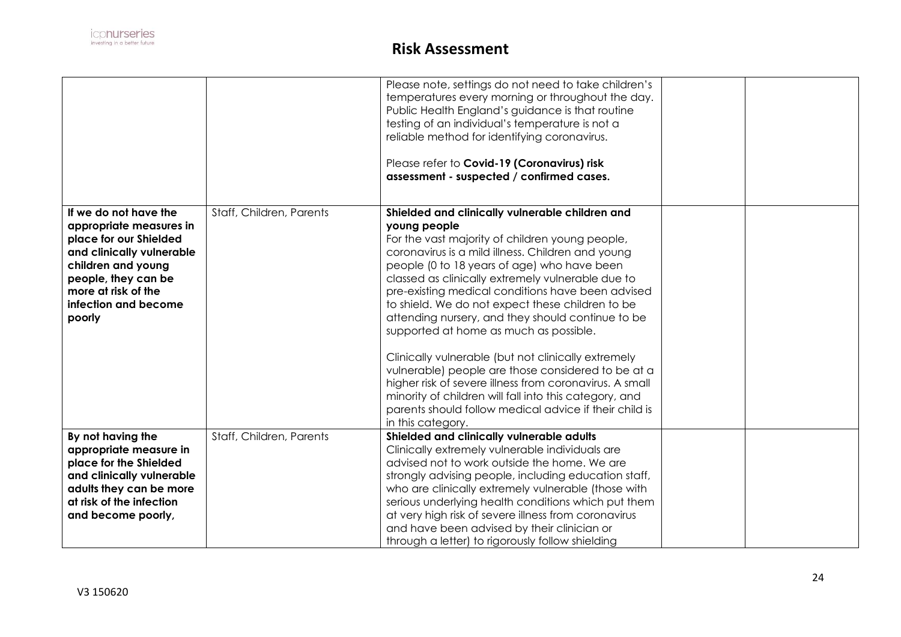| | | | | |
|---|---|---|---|---|
| | | Please note, settings do not need to take children's temperatures every morning or throughout the day. Public Health England's guidance is that routine testing of an individual's temperature is not a reliable method for identifying coronavirus.<br><br>Please refer to **Covid-19 (Coronavirus) risk assessment - suspected / confirmed cases.** | | |
| **If we do not have the appropriate measures in place for our Shielded and clinically vulnerable children and young people, they can be more at risk of the infection and become poorly** | Staff, Children, Parents | **Shielded and clinically vulnerable children and young people**<br>For the vast majority of children young people, coronavirus is a mild illness. Children and young people (0 to 18 years of age) who have been classed as clinically extremely vulnerable due to pre-existing medical conditions have been advised to shield. We do not expect these children to be attending nursery, and they should continue to be supported at home as much as possible.<br><br>Clinically vulnerable (but not clinically extremely vulnerable) people are those considered to be at a higher risk of severe illness from coronavirus. A small minority of children will fall into this category, and parents should follow medical advice if their child is in this category. | | |
| **By not having the appropriate measure in place for the Shielded and clinically vulnerable adults they can be more at risk of the infection and become poorly,** | Staff, Children, Parents | **Shielded and clinically vulnerable adults**<br>Clinically extremely vulnerable individuals are advised not to work outside the home. We are strongly advising people, including education staff, who are clinically extremely vulnerable (those with serious underlying health conditions which put them at very high risk of severe illness from coronavirus and have been advised by their clinician or through a letter) to rigorously follow shielding | | |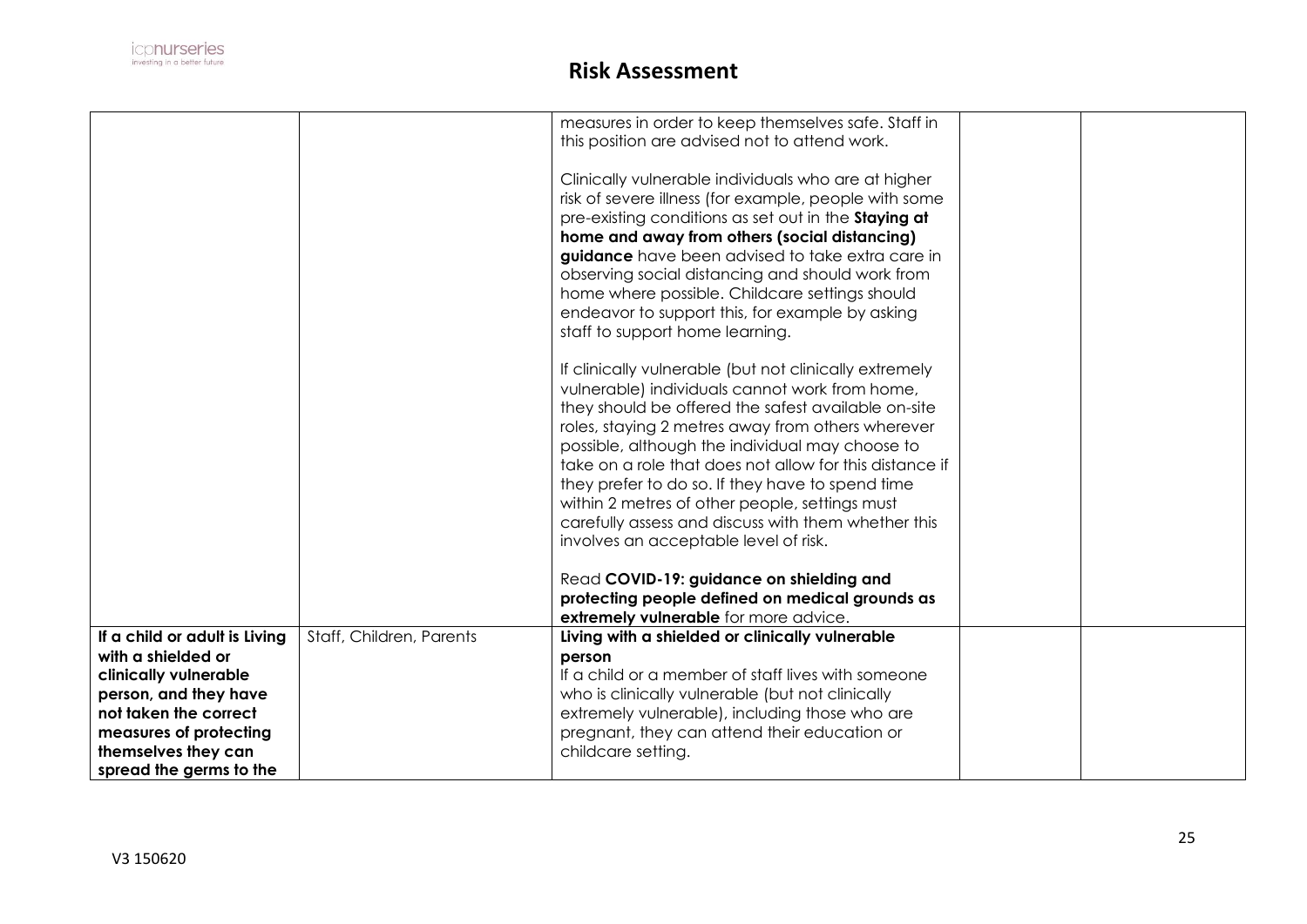## Risk Assessment

| | | | | |
|---|---|---|---|---|
| | | measures in order to keep themselves safe. Staff in this position are advised not to attend work.<br><br>Clinically vulnerable individuals who are at higher risk of severe illness (for example, people with some pre-existing conditions as set out in the **Staying at home and away from others (social distancing) guidance** have been advised to take extra care in observing social distancing and should work from home where possible. Childcare settings should endeavor to support this, for example by asking staff to support home learning.<br><br>If clinically vulnerable (but not clinically extremely vulnerable) individuals cannot work from home, they should be offered the safest available on-site roles, staying 2 metres away from others wherever possible, although the individual may choose to take on a role that does not allow for this distance if they prefer to do so. If they have to spend time within 2 metres of other people, settings must carefully assess and discuss with them whether this involves an acceptable level of risk.<br><br>Read **COVID-19: guidance on shielding and protecting people defined on medical grounds as extremely vulnerable** for more advice. | | |
| **If a child or adult is Living with a shielded or clinically vulnerable person, and they have not taken the correct measures of protecting themselves they can spread the germs to the** | Staff, Children, Parents | **Living with a shielded or clinically vulnerable person**<br>If a child or a member of staff lives with someone who is clinically vulnerable (but not clinically extremely vulnerable), including those who are pregnant, they can attend their education or childcare setting. | | |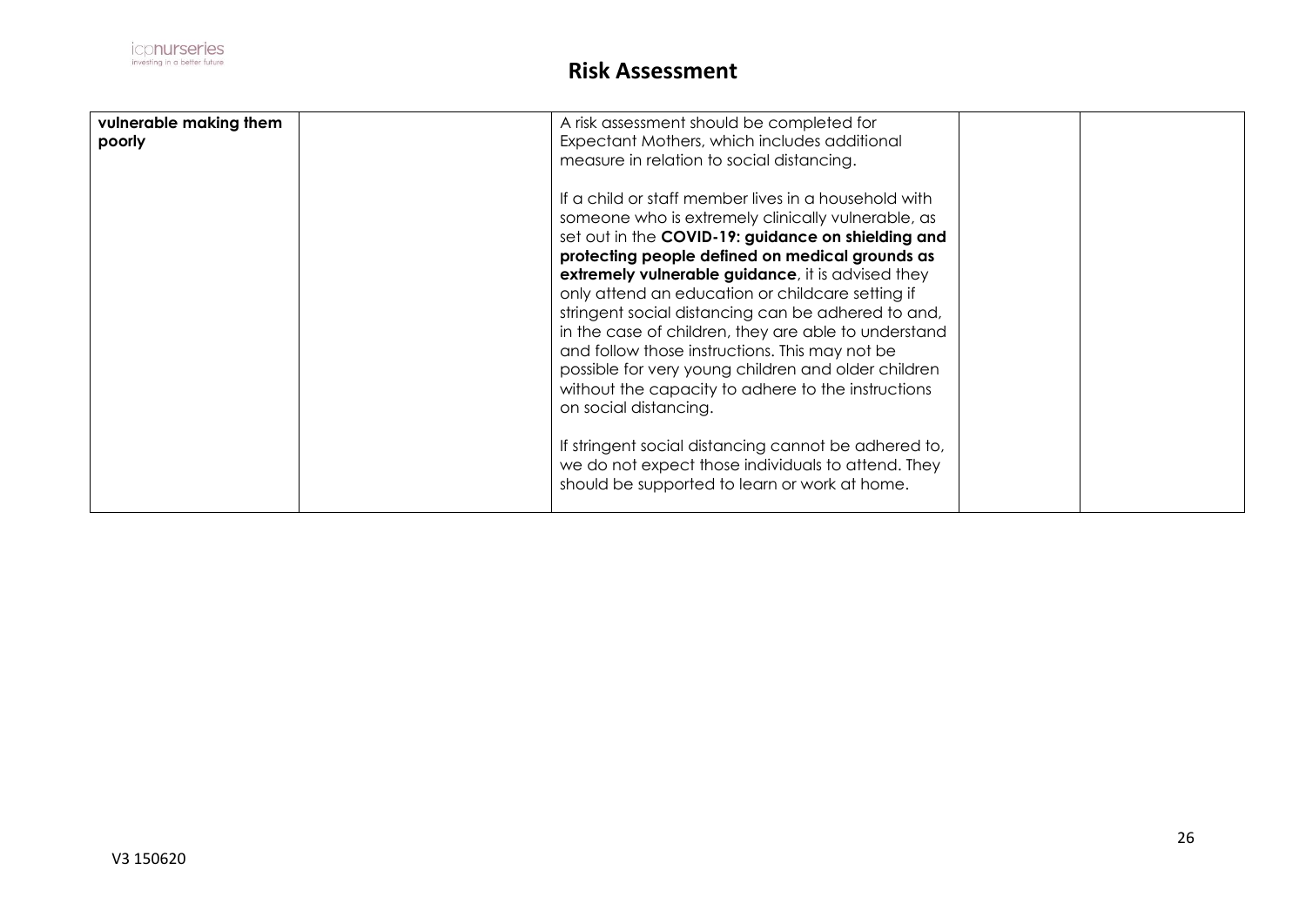# Risk Assessment

| | | | | |
|---|---|---|---|---|
| **vulnerable making them poorly** | | A risk assessment should be completed for Expectant Mothers, which includes additional measure in relation to social distancing.<br><br>If a child or staff member lives in a household with someone who is extremely clinically vulnerable, as set out in the **COVID-19: guidance on shielding and protecting people defined on medical grounds as extremely vulnerable guidance**, it is advised they only attend an education or childcare setting if stringent social distancing can be adhered to and, in the case of children, they are able to understand and follow those instructions. This may not be possible for very young children and older children without the capacity to adhere to the instructions on social distancing.<br><br>If stringent social distancing cannot be adhered to, we do not expect those individuals to attend. They should be supported to learn or work at home. | | |

V3 150620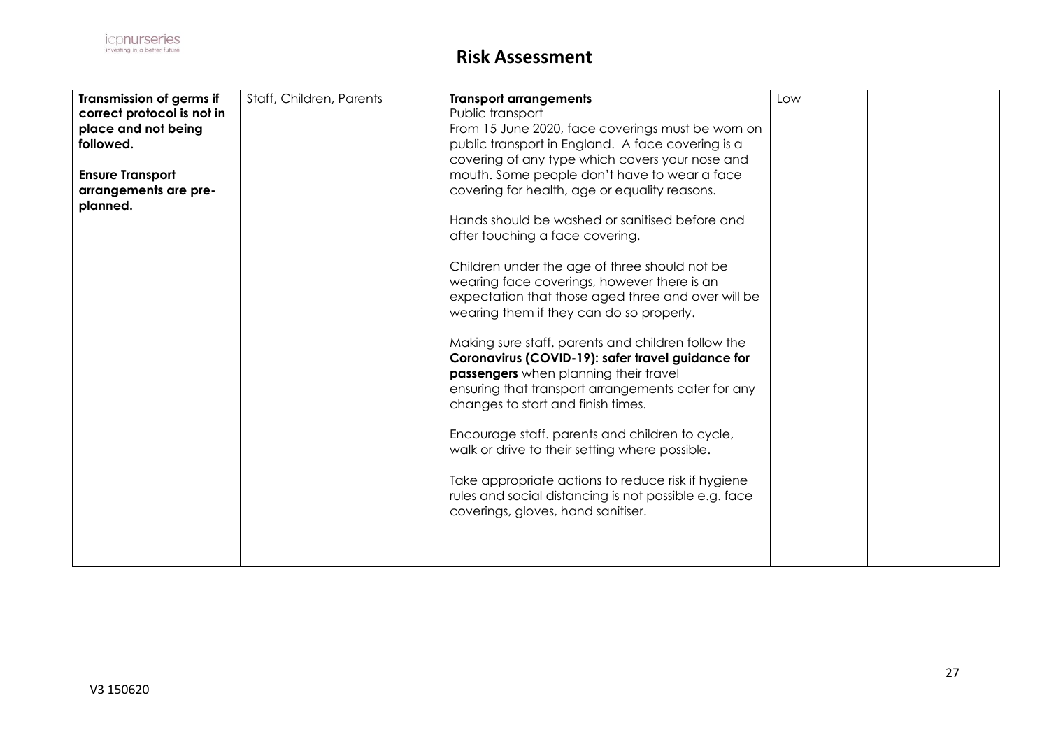# Risk Assessment

| | | | | |
|---|---|---|---|---|
| **Transmission of germs if correct protocol is not in place and not being followed.**<br><br>**Ensure Transport arrangements are pre-planned.** | Staff, Children, Parents | **Transport arrangements**<br>Public transport<br>From 15 June 2020, face coverings must be worn on public transport in England. A face covering is a covering of any type which covers your nose and mouth. Some people don't have to wear a face covering for health, age or equality reasons.<br><br>Hands should be washed or sanitised before and after touching a face covering.<br><br>Children under the age of three should not be wearing face coverings, however there is an expectation that those aged three and over will be wearing them if they can do so properly.<br><br>Making sure staff. parents and children follow the **Coronavirus (COVID-19): safer travel guidance for passengers** when planning their travel ensuring that transport arrangements cater for any changes to start and finish times.<br><br>Encourage staff. parents and children to cycle, walk or drive to their setting where possible.<br><br>Take appropriate actions to reduce risk if hygiene rules and social distancing is not possible e.g. face coverings, gloves, hand sanitiser. | Low | |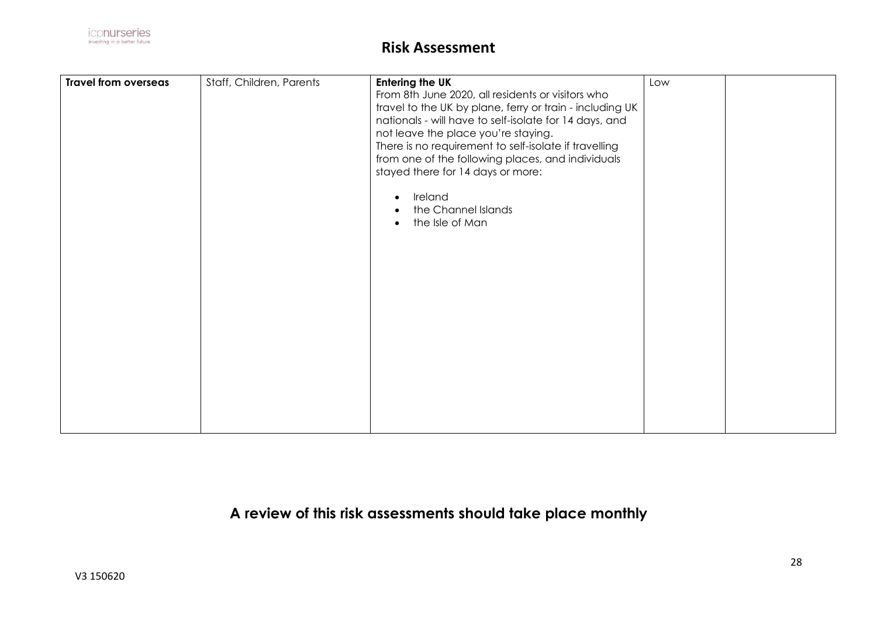# Risk Assessment

| | | | | |
|---|---|---|---|---|
| **Travel from overseas** | Staff, Children, Parents | **Entering the UK**<br>From 8th June 2020, all residents or visitors who travel to the UK by plane, ferry or train - including UK nationals - will have to self-isolate for 14 days, and not leave the place you're staying.<br>There is no requirement to self-isolate if travelling from one of the following places, and individuals stayed there for 14 days or more:<br>• Ireland<br>• the Channel Islands<br>• the Isle of Man | Low | |

## A review of this risk assessments should take place monthly

V3 150620